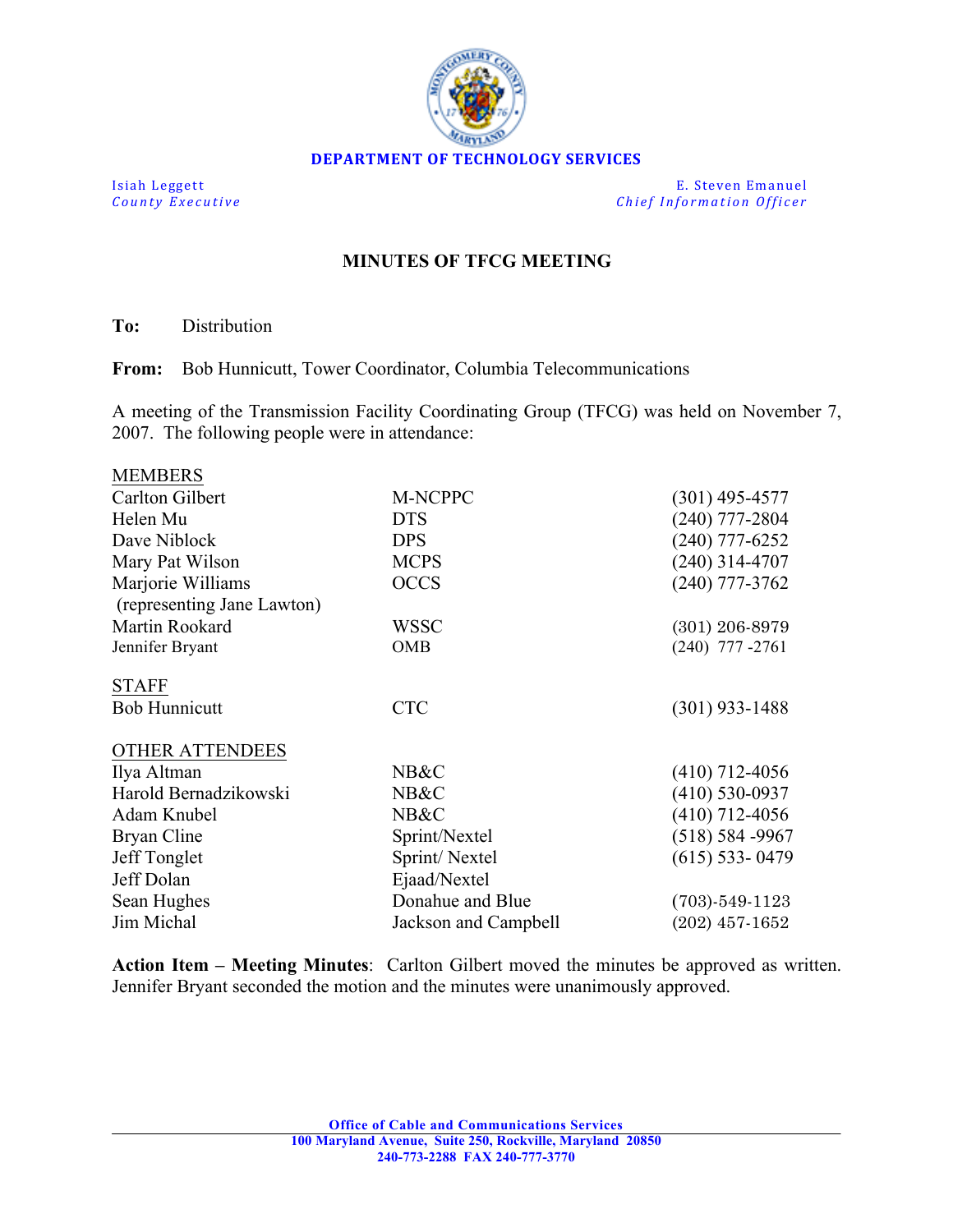**DEPARTMENT OF TECHNOLOGY SERVICES**

| | |
|---|---|
| Isiah Leggett<br>*County Executive* | E. Steven Emanuel<br>*Chief Information Officer* |

## MINUTES OF TFCG MEETING

**To:** Distribution

**From:** Bob Hunnicutt, Tower Coordinator, Columbia Telecommunications

A meeting of the Transmission Facility Coordinating Group (TFCG) was held on November 7, 2007. The following people were in attendance:

| MEMBERS | | |
|---|---|---|
| Carlton Gilbert | M-NCPPC | (301) 495-4577 |
| Helen Mu | DTS | (240) 777-2804 |
| Dave Niblock | DPS | (240) 777-6252 |
| Mary Pat Wilson | MCPS | (240) 314-4707 |
| Marjorie Williams<br>(representing Jane Lawton) | OCCS | (240) 777-3762 |
| Martin Rookard | WSSC | (301) 206-8979 |
| Jennifer Bryant | OMB | (240) 777 -2761 |

| STAFF | | |
|---|---|---|
| Bob Hunnicutt | CTC | (301) 933-1488 |

| OTHER ATTENDEES | | |
|---|---|---|
| Ilya Altman | NB&C | (410) 712-4056 |
| Harold Bernadzikowski | NB&C | (410) 530-0937 |
| Adam Knubel | NB&C | (410) 712-4056 |
| Bryan Cline | Sprint/Nextel | (518) 584 -9967 |
| Jeff Tonglet | Sprint/ Nextel | (615) 533- 0479 |
| Jeff Dolan | Ejaad/Nextel | |
| Sean Hughes | Donahue and Blue | (703)-549-1123 |
| Jim Michal | Jackson and Campbell | (202) 457-1652 |

**Action Item – Meeting Minutes**: Carlton Gilbert moved the minutes be approved as written. Jennifer Bryant seconded the motion and the minutes were unanimously approved.

**Office of Cable and Communications Services**
**100 Maryland Avenue, Suite 250, Rockville, Maryland 20850**
**240-773-2288 FAX 240-777-3770**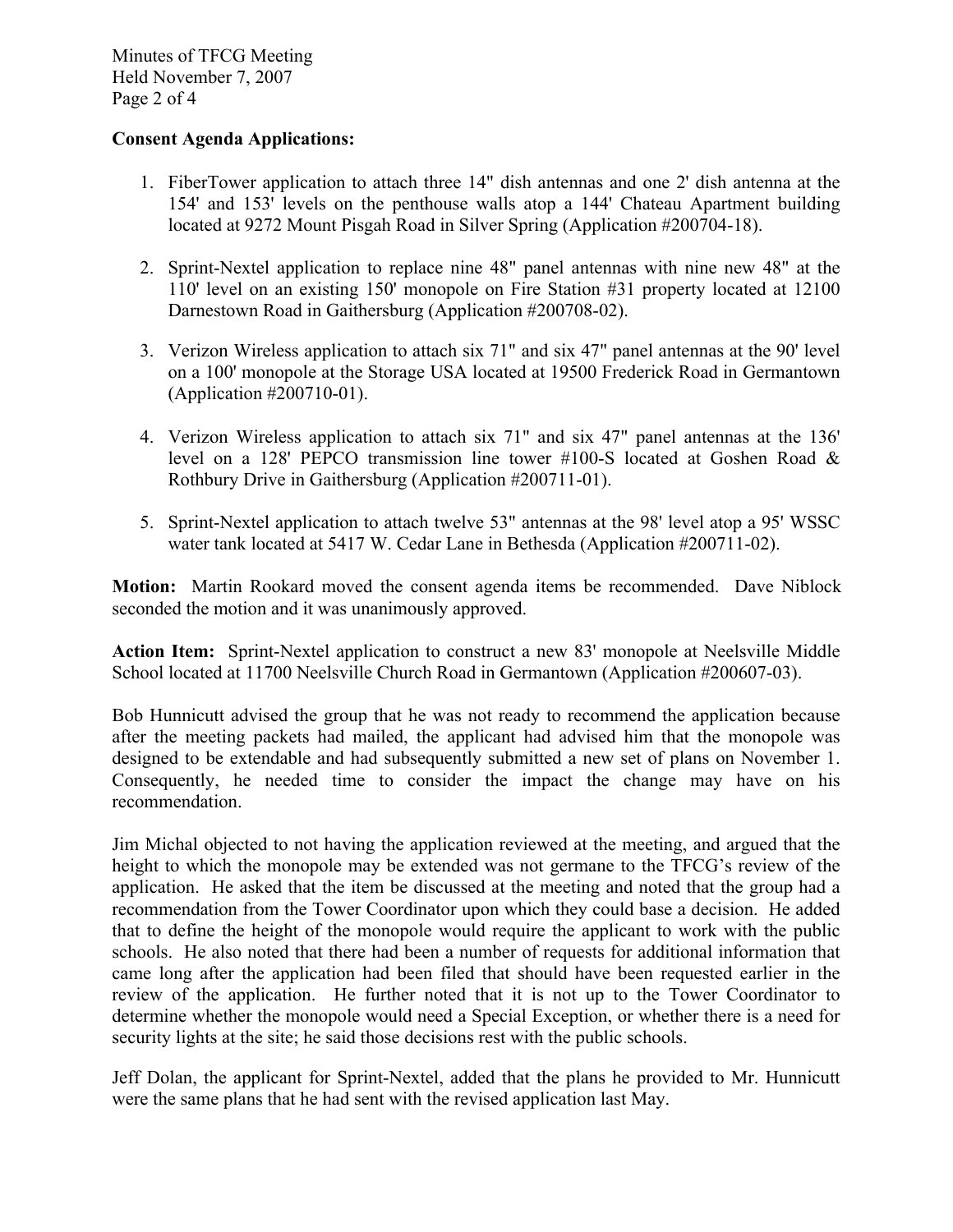**Consent Agenda Applications:**

1. FiberTower application to attach three 14" dish antennas and one 2' dish antenna at the 154' and 153' levels on the penthouse walls atop a 144' Chateau Apartment building located at 9272 Mount Pisgah Road in Silver Spring (Application #200704-18).

2. Sprint-Nextel application to replace nine 48" panel antennas with nine new 48" at the 110' level on an existing 150' monopole on Fire Station #31 property located at 12100 Darnestown Road in Gaithersburg (Application #200708-02).

3. Verizon Wireless application to attach six 71" and six 47" panel antennas at the 90' level on a 100' monopole at the Storage USA located at 19500 Frederick Road in Germantown (Application #200710-01).

4. Verizon Wireless application to attach six 71" and six 47" panel antennas at the 136' level on a 128' PEPCO transmission line tower #100-S located at Goshen Road & Rothbury Drive in Gaithersburg (Application #200711-01).

5. Sprint-Nextel application to attach twelve 53" antennas at the 98' level atop a 95' WSSC water tank located at 5417 W. Cedar Lane in Bethesda (Application #200711-02).

**Motion:** Martin Rookard moved the consent agenda items be recommended. Dave Niblock seconded the motion and it was unanimously approved.

**Action Item:** Sprint-Nextel application to construct a new 83' monopole at Neelsville Middle School located at 11700 Neelsville Church Road in Germantown (Application #200607-03).

Bob Hunnicutt advised the group that he was not ready to recommend the application because after the meeting packets had mailed, the applicant had advised him that the monopole was designed to be extendable and had subsequently submitted a new set of plans on November 1. Consequently, he needed time to consider the impact the change may have on his recommendation.

Jim Michal objected to not having the application reviewed at the meeting, and argued that the height to which the monopole may be extended was not germane to the TFCG's review of the application. He asked that the item be discussed at the meeting and noted that the group had a recommendation from the Tower Coordinator upon which they could base a decision. He added that to define the height of the monopole would require the applicant to work with the public schools. He also noted that there had been a number of requests for additional information that came long after the application had been filed that should have been requested earlier in the review of the application. He further noted that it is not up to the Tower Coordinator to determine whether the monopole would need a Special Exception, or whether there is a need for security lights at the site; he said those decisions rest with the public schools.

Jeff Dolan, the applicant for Sprint-Nextel, added that the plans he provided to Mr. Hunnicutt were the same plans that he had sent with the revised application last May.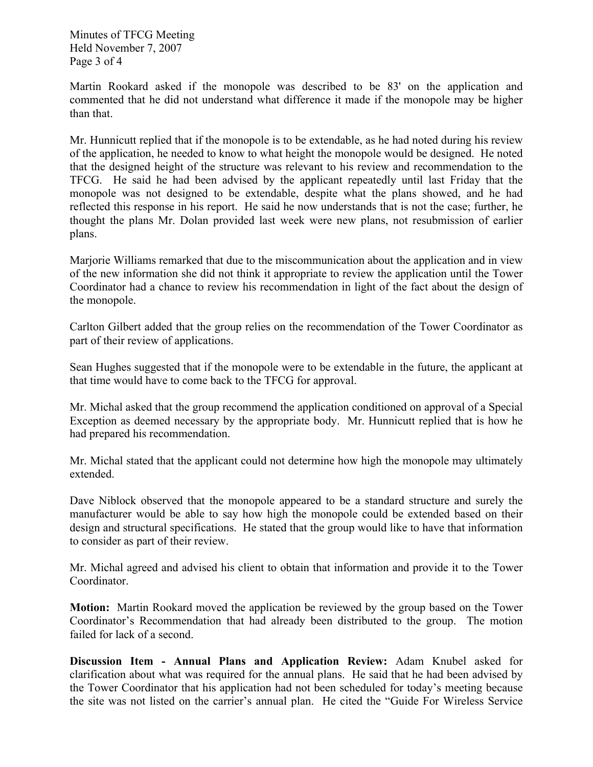Martin Rookard asked if the monopole was described to be 83' on the application and commented that he did not understand what difference it made if the monopole may be higher than that.

Mr. Hunnicutt replied that if the monopole is to be extendable, as he had noted during his review of the application, he needed to know to what height the monopole would be designed. He noted that the designed height of the structure was relevant to his review and recommendation to the TFCG. He said he had been advised by the applicant repeatedly until last Friday that the monopole was not designed to be extendable, despite what the plans showed, and he had reflected this response in his report. He said he now understands that is not the case; further, he thought the plans Mr. Dolan provided last week were new plans, not resubmission of earlier plans.

Marjorie Williams remarked that due to the miscommunication about the application and in view of the new information she did not think it appropriate to review the application until the Tower Coordinator had a chance to review his recommendation in light of the fact about the design of the monopole.

Carlton Gilbert added that the group relies on the recommendation of the Tower Coordinator as part of their review of applications.

Sean Hughes suggested that if the monopole were to be extendable in the future, the applicant at that time would have to come back to the TFCG for approval.

Mr. Michal asked that the group recommend the application conditioned on approval of a Special Exception as deemed necessary by the appropriate body. Mr. Hunnicutt replied that is how he had prepared his recommendation.

Mr. Michal stated that the applicant could not determine how high the monopole may ultimately extended.

Dave Niblock observed that the monopole appeared to be a standard structure and surely the manufacturer would be able to say how high the monopole could be extended based on their design and structural specifications. He stated that the group would like to have that information to consider as part of their review.

Mr. Michal agreed and advised his client to obtain that information and provide it to the Tower Coordinator.

**Motion:** Martin Rookard moved the application be reviewed by the group based on the Tower Coordinator's Recommendation that had already been distributed to the group. The motion failed for lack of a second.

**Discussion Item - Annual Plans and Application Review:** Adam Knubel asked for clarification about what was required for the annual plans. He said that he had been advised by the Tower Coordinator that his application had not been scheduled for today's meeting because the site was not listed on the carrier's annual plan. He cited the "Guide For Wireless Service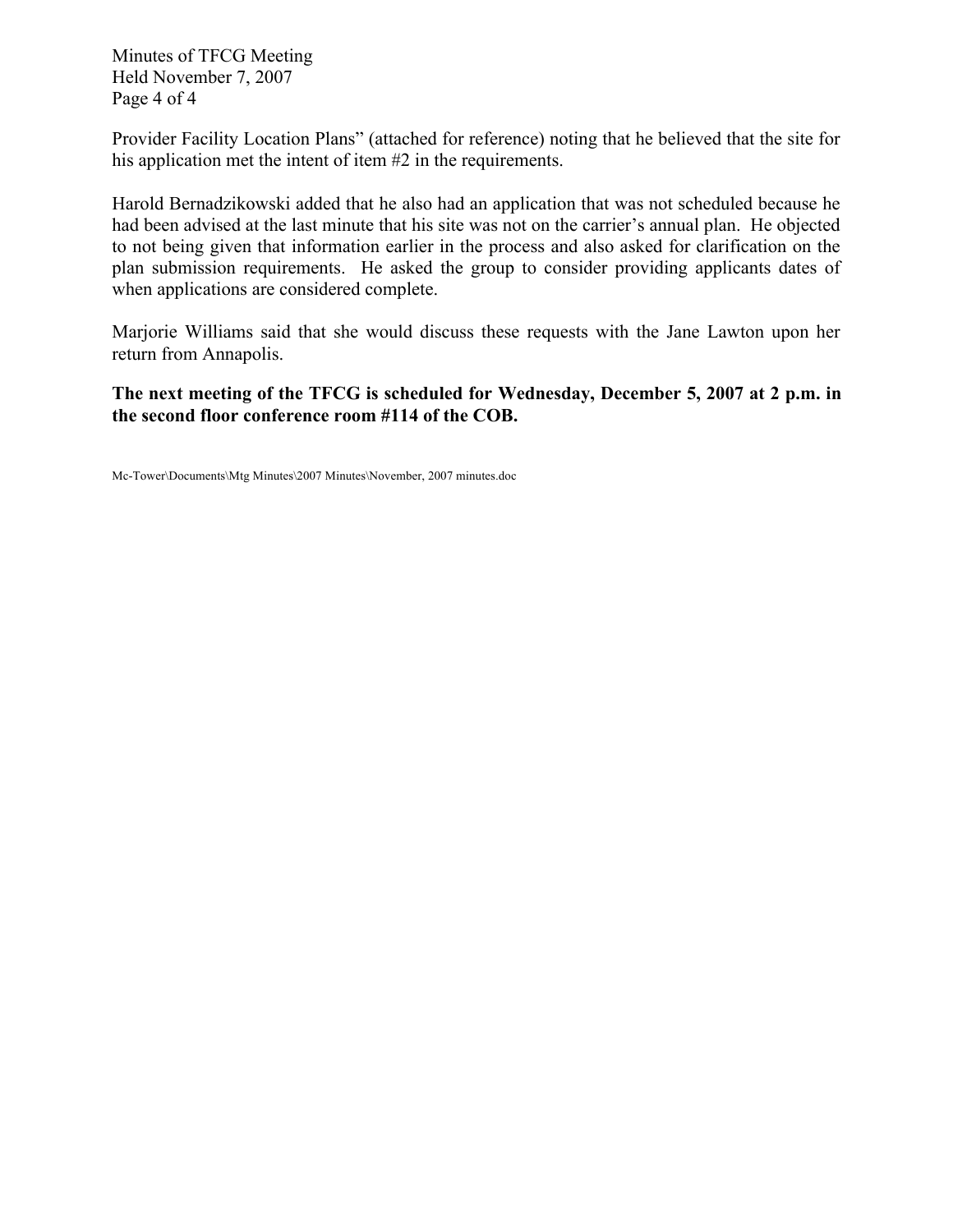Provider Facility Location Plans" (attached for reference) noting that he believed that the site for his application met the intent of item #2 in the requirements.

Harold Bernadzikowski added that he also had an application that was not scheduled because he had been advised at the last minute that his site was not on the carrier's annual plan. He objected to not being given that information earlier in the process and also asked for clarification on the plan submission requirements. He asked the group to consider providing applicants dates of when applications are considered complete.

Marjorie Williams said that she would discuss these requests with the Jane Lawton upon her return from Annapolis.

**The next meeting of the TFCG is scheduled for Wednesday, December 5, 2007 at 2 p.m. in the second floor conference room #114 of the COB.**

Mc-Tower\Documents\Mtg Minutes\2007 Minutes\November, 2007 minutes.doc